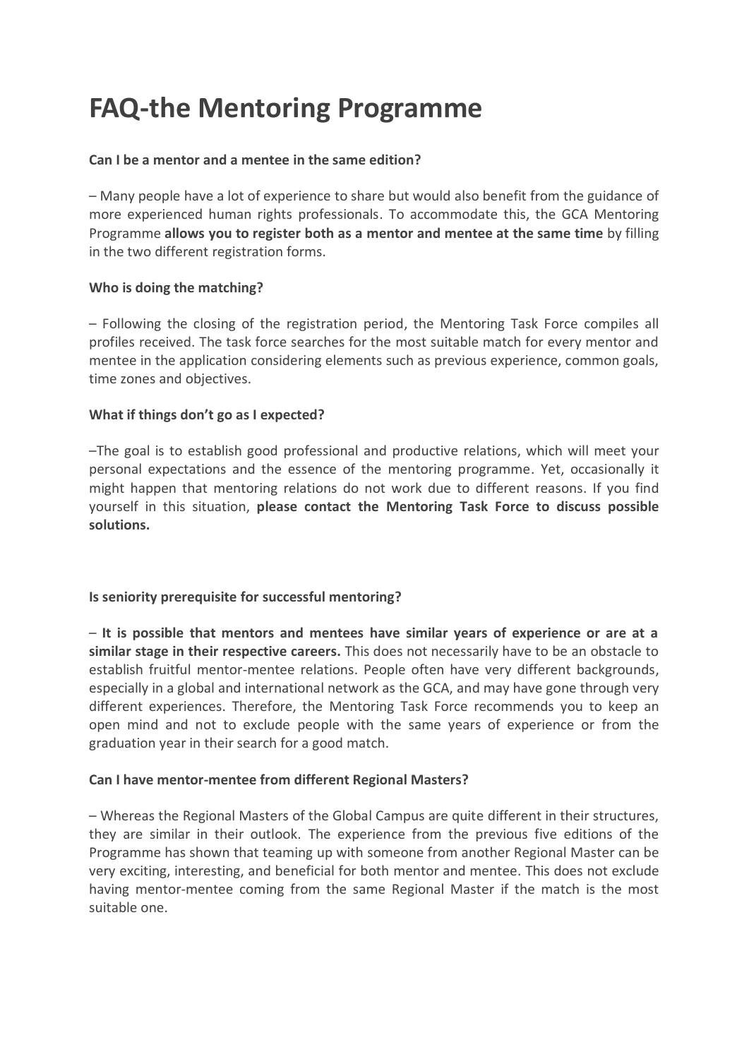# FAQ-the Mentoring Programme

**Can I be a mentor and a mentee in the same edition?**

– Many people have a lot of experience to share but would also benefit from the guidance of more experienced human rights professionals. To accommodate this, the GCA Mentoring Programme **allows you to register both as a mentor and mentee at the same time** by filling in the two different registration forms.

**Who is doing the matching?**

– Following the closing of the registration period, the Mentoring Task Force compiles all profiles received. The task force searches for the most suitable match for every mentor and mentee in the application considering elements such as previous experience, common goals, time zones and objectives.

**What if things don't go as I expected?**

–The goal is to establish good professional and productive relations, which will meet your personal expectations and the essence of the mentoring programme. Yet, occasionally it might happen that mentoring relations do not work due to different reasons. If you find yourself in this situation, **please contact the Mentoring Task Force to discuss possible solutions.**

**Is seniority prerequisite for successful mentoring?**

– **It is possible that mentors and mentees have similar years of experience or are at a similar stage in their respective careers.** This does not necessarily have to be an obstacle to establish fruitful mentor-mentee relations. People often have very different backgrounds, especially in a global and international network as the GCA, and may have gone through very different experiences. Therefore, the Mentoring Task Force recommends you to keep an open mind and not to exclude people with the same years of experience or from the graduation year in their search for a good match.

**Can I have mentor-mentee from different Regional Masters?**

– Whereas the Regional Masters of the Global Campus are quite different in their structures, they are similar in their outlook. The experience from the previous five editions of the Programme has shown that teaming up with someone from another Regional Master can be very exciting, interesting, and beneficial for both mentor and mentee. This does not exclude having mentor-mentee coming from the same Regional Master if the match is the most suitable one.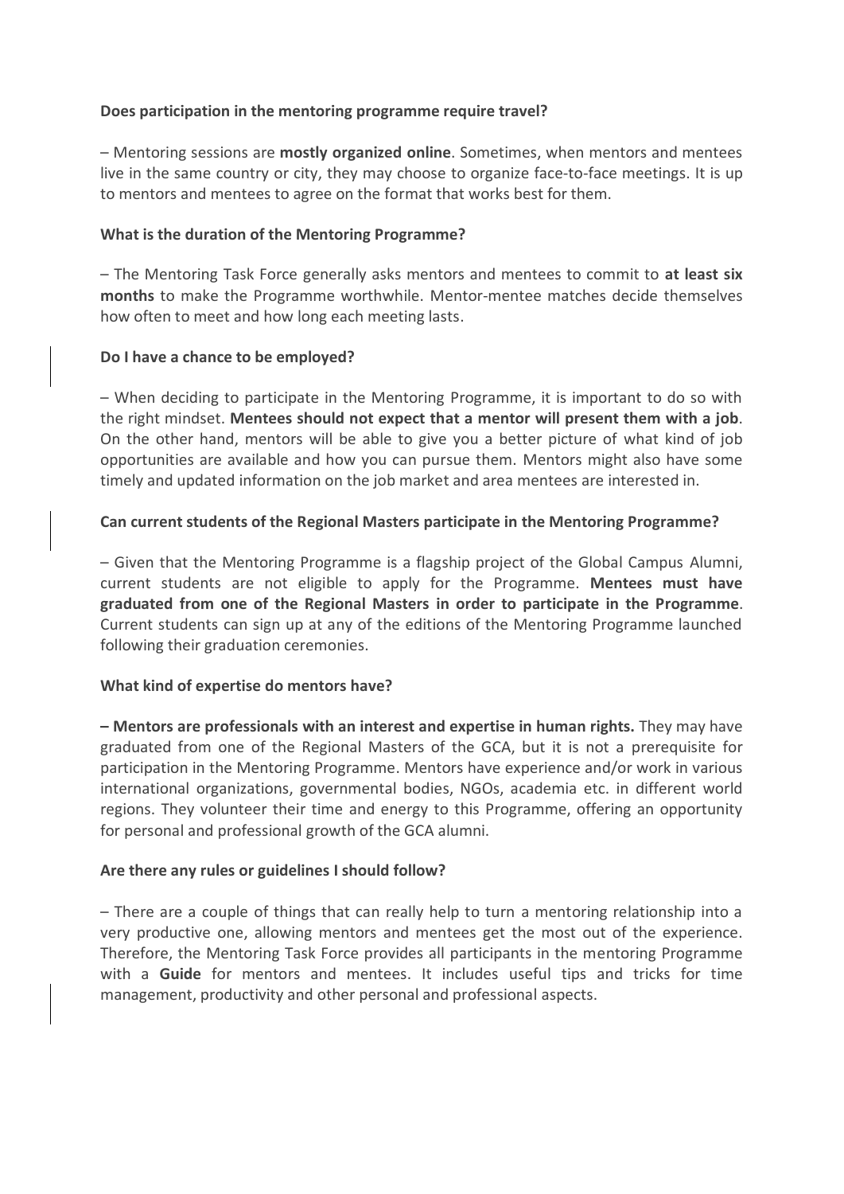**Does participation in the mentoring programme require travel?**

– Mentoring sessions are **mostly organized online**. Sometimes, when mentors and mentees live in the same country or city, they may choose to organize face-to-face meetings. It is up to mentors and mentees to agree on the format that works best for them.

**What is the duration of the Mentoring Programme?**

– The Mentoring Task Force generally asks mentors and mentees to commit to **at least six months** to make the Programme worthwhile. Mentor-mentee matches decide themselves how often to meet and how long each meeting lasts.

**Do I have a chance to be employed?**

– When deciding to participate in the Mentoring Programme, it is important to do so with the right mindset. **Mentees should not expect that a mentor will present them with a job**. On the other hand, mentors will be able to give you a better picture of what kind of job opportunities are available and how you can pursue them. Mentors might also have some timely and updated information on the job market and area mentees are interested in.

**Can current students of the Regional Masters participate in the Mentoring Programme?**

– Given that the Mentoring Programme is a flagship project of the Global Campus Alumni, current students are not eligible to apply for the Programme. **Mentees must have graduated from one of the Regional Masters in order to participate in the Programme**. Current students can sign up at any of the editions of the Mentoring Programme launched following their graduation ceremonies.

**What kind of expertise do mentors have?**

**– Mentors are professionals with an interest and expertise in human rights.** They may have graduated from one of the Regional Masters of the GCA, but it is not a prerequisite for participation in the Mentoring Programme. Mentors have experience and/or work in various international organizations, governmental bodies, NGOs, academia etc. in different world regions. They volunteer their time and energy to this Programme, offering an opportunity for personal and professional growth of the GCA alumni.

**Are there any rules or guidelines I should follow?**

– There are a couple of things that can really help to turn a mentoring relationship into a very productive one, allowing mentors and mentees get the most out of the experience. Therefore, the Mentoring Task Force provides all participants in the mentoring Programme with a **Guide** for mentors and mentees. It includes useful tips and tricks for time management, productivity and other personal and professional aspects.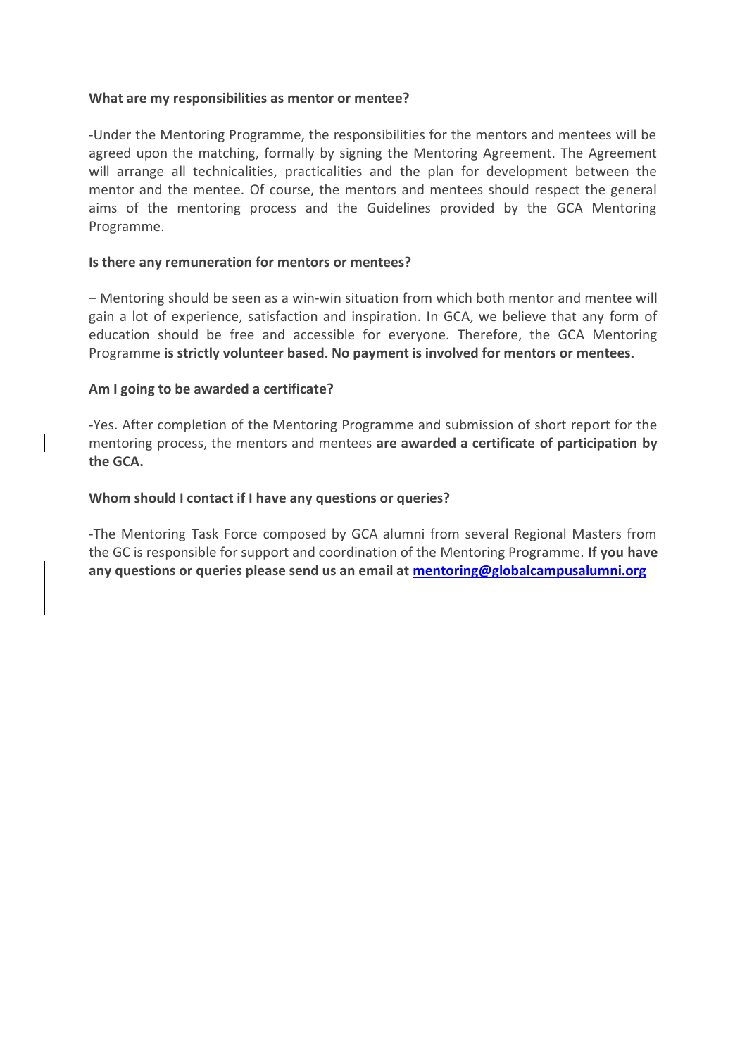**What are my responsibilities as mentor or mentee?**

-Under the Mentoring Programme, the responsibilities for the mentors and mentees will be agreed upon the matching, formally by signing the Mentoring Agreement. The Agreement will arrange all technicalities, practicalities and the plan for development between the mentor and the mentee. Of course, the mentors and mentees should respect the general aims of the mentoring process and the Guidelines provided by the GCA Mentoring Programme.

**Is there any remuneration for mentors or mentees?**

– Mentoring should be seen as a win-win situation from which both mentor and mentee will gain a lot of experience, satisfaction and inspiration. In GCA, we believe that any form of education should be free and accessible for everyone. Therefore, the GCA Mentoring Programme **is strictly volunteer based. No payment is involved for mentors or mentees.**

**Am I going to be awarded a certificate?**

-Yes. After completion of the Mentoring Programme and submission of short report for the mentoring process, the mentors and mentees **are awarded a certificate of participation by the GCA.**

**Whom should I contact if I have any questions or queries?**

-The Mentoring Task Force composed by GCA alumni from several Regional Masters from the GC is responsible for support and coordination of the Mentoring Programme. **If you have any questions or queries please send us an email at [mentoring@globalcampusalumni.org](mailto:mentoring@globalcampusalumni.org)**